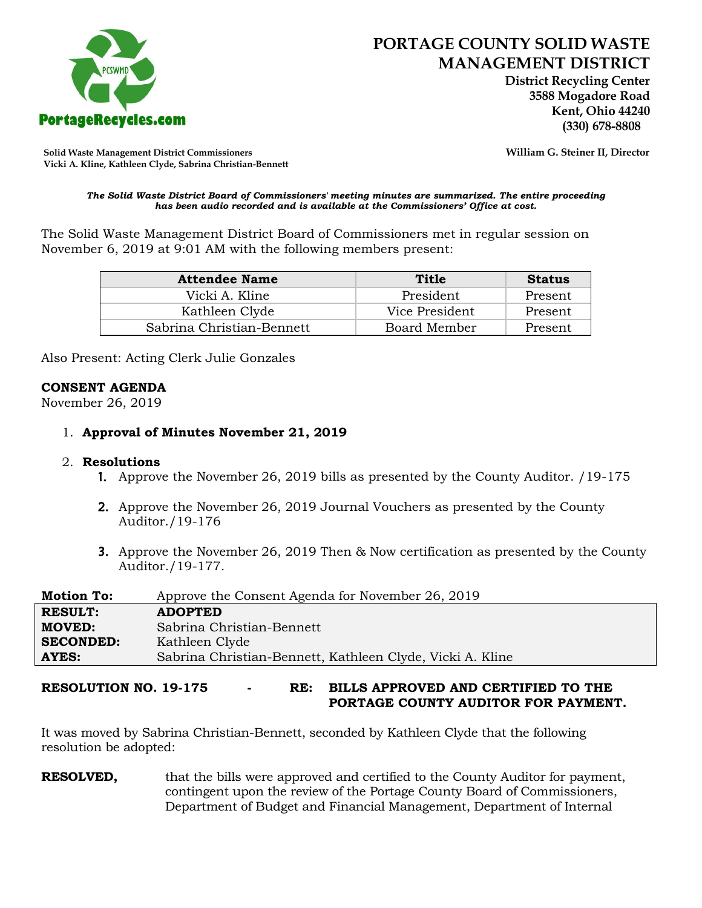# PORTAGE COUNTY SOLID WASTE MANAGEMENT DISTRICT

**District Recycling Center**
**3588 Mogadore Road**
**Kent, Ohio 44240**
**(330) 678-8808**

PortageRecycles.com

**Solid Waste Management District Commissioners**
**Vicki A. Kline, Kathleen Clyde, Sabrina Christian-Bennett**

**William G. Steiner II, Director**

***The Solid Waste District Board of Commissioners' meeting minutes are summarized. The entire proceeding has been audio recorded and is available at the Commissioners' Office at cost.***

The Solid Waste Management District Board of Commissioners met in regular session on November 6, 2019 at 9:01 AM with the following members present:

| Attendee Name | Title | Status |
|---|---|---|
| Vicki A. Kline | President | Present |
| Kathleen Clyde | Vice President | Present |
| Sabrina Christian-Bennett | Board Member | Present |

Also Present: Acting Clerk Julie Gonzales

**CONSENT AGENDA**
November 26, 2019

1. **Approval of Minutes November 21, 2019**

2. **Resolutions**
   1. Approve the November 26, 2019 bills as presented by the County Auditor. /19-175
   2. Approve the November 26, 2019 Journal Vouchers as presented by the County Auditor./19-176
   3. Approve the November 26, 2019 Then & Now certification as presented by the County Auditor./19-177.

| **Motion To:** | Approve the Consent Agenda for November 26, 2019 |
|---|---|
| **RESULT:** | **ADOPTED** |
| **MOVED:** | Sabrina Christian-Bennett |
| **SECONDED:** | Kathleen Clyde |
| **AYES:** | Sabrina Christian-Bennett, Kathleen Clyde, Vicki A. Kline |

**RESOLUTION NO. 19-175 - RE: BILLS APPROVED AND CERTIFIED TO THE PORTAGE COUNTY AUDITOR FOR PAYMENT.**

It was moved by Sabrina Christian-Bennett, seconded by Kathleen Clyde that the following resolution be adopted:

**RESOLVED,** that the bills were approved and certified to the County Auditor for payment, contingent upon the review of the Portage County Board of Commissioners, Department of Budget and Financial Management, Department of Internal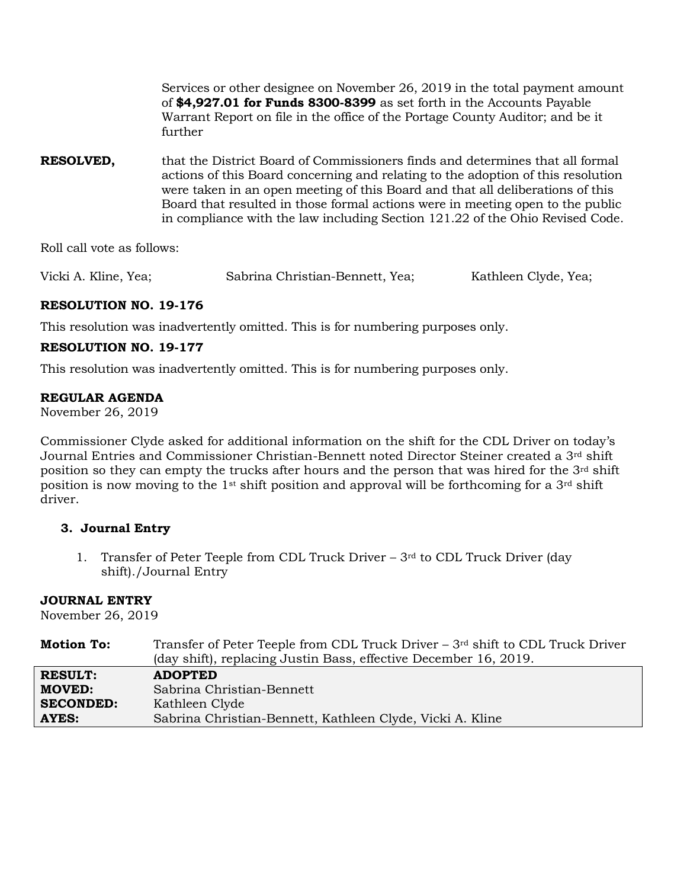Services or other designee on November 26, 2019 in the total payment amount of **$4,927.01 for Funds 8300-8399** as set forth in the Accounts Payable Warrant Report on file in the office of the Portage County Auditor; and be it further

**RESOLVED,** that the District Board of Commissioners finds and determines that all formal actions of this Board concerning and relating to the adoption of this resolution were taken in an open meeting of this Board and that all deliberations of this Board that resulted in those formal actions were in meeting open to the public in compliance with the law including Section 121.22 of the Ohio Revised Code.

Roll call vote as follows:

Vicki A. Kline, Yea; Sabrina Christian-Bennett, Yea; Kathleen Clyde, Yea;

**RESOLUTION NO. 19-176**

This resolution was inadvertently omitted. This is for numbering purposes only.

**RESOLUTION NO. 19-177**

This resolution was inadvertently omitted. This is for numbering purposes only.

**REGULAR AGENDA**
November 26, 2019

Commissioner Clyde asked for additional information on the shift for the CDL Driver on today's Journal Entries and Commissioner Christian-Bennett noted Director Steiner created a 3rd shift position so they can empty the trucks after hours and the person that was hired for the 3rd shift position is now moving to the 1st shift position and approval will be forthcoming for a 3rd shift driver.

**3. Journal Entry**

1. Transfer of Peter Teeple from CDL Truck Driver – 3rd to CDL Truck Driver (day shift)./Journal Entry

**JOURNAL ENTRY**
November 26, 2019

**Motion To:** Transfer of Peter Teeple from CDL Truck Driver – 3rd shift to CDL Truck Driver (day shift), replacing Justin Bass, effective December 16, 2019.

| | |
|---|---|
| **RESULT:** | **ADOPTED** |
| **MOVED:** | Sabrina Christian-Bennett |
| **SECONDED:** | Kathleen Clyde |
| **AYES:** | Sabrina Christian-Bennett, Kathleen Clyde, Vicki A. Kline |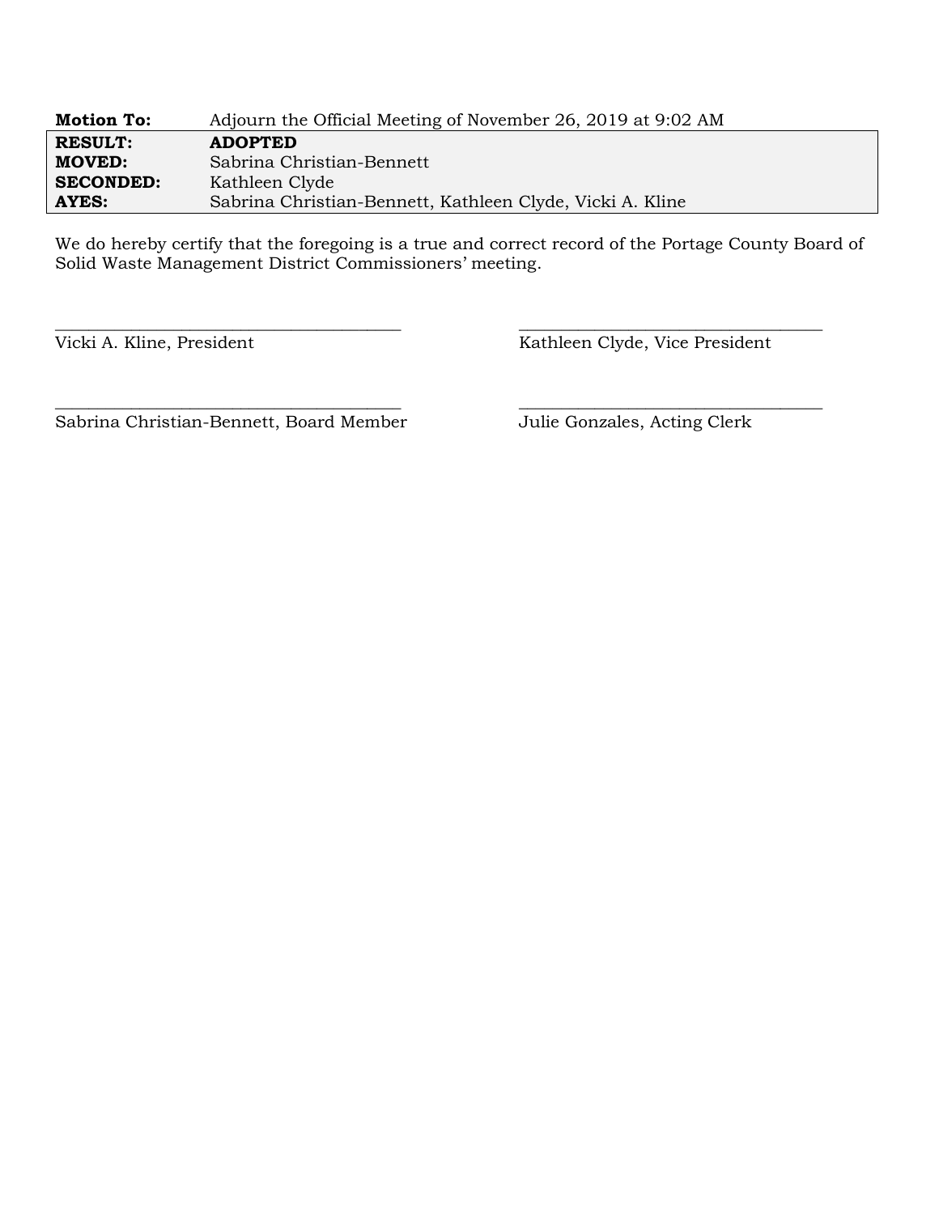| **Motion To:** | Adjourn the Official Meeting of November 26, 2019 at 9:02 AM |
|---|---|
| **RESULT:** | **ADOPTED** |
| **MOVED:** | Sabrina Christian-Bennett |
| **SECONDED:** | Kathleen Clyde |
| **AYES:** | Sabrina Christian-Bennett, Kathleen Clyde, Vicki A. Kline |

We do hereby certify that the foregoing is a true and correct record of the Portage County Board of Solid Waste Management District Commissioners' meeting.

_______________________________________
Vicki A. Kline, President

_______________________________________
Kathleen Clyde, Vice President

_______________________________________
Sabrina Christian-Bennett, Board Member

_______________________________________
Julie Gonzales, Acting Clerk